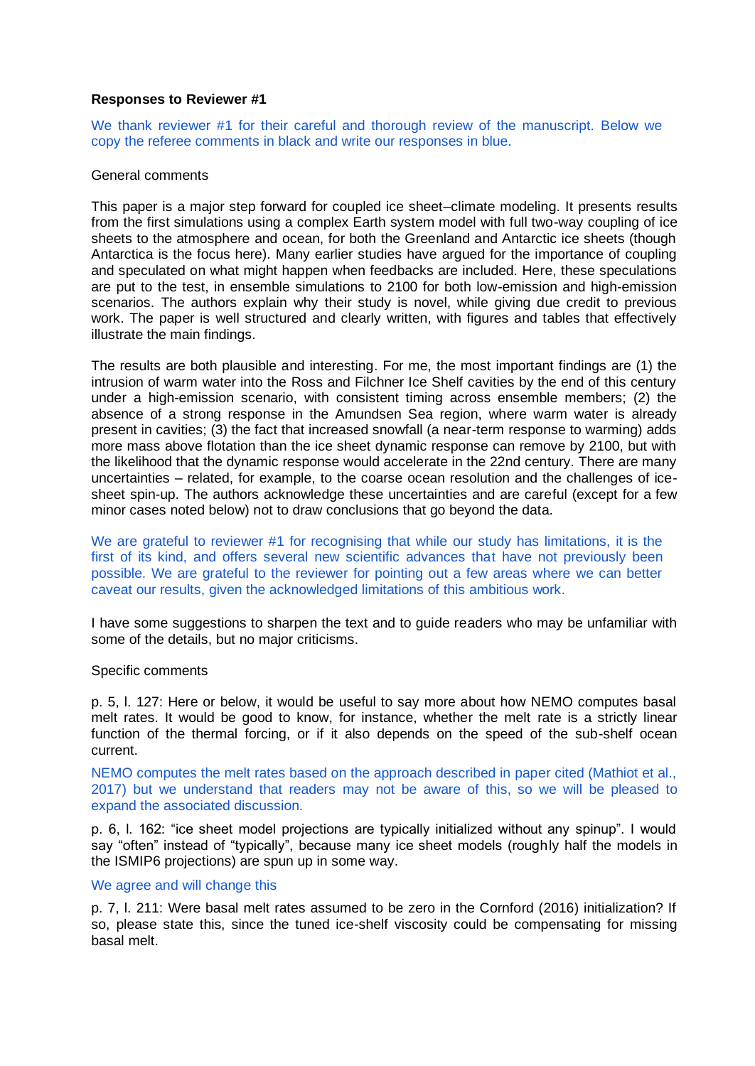**Responses to Reviewer #1**

We thank reviewer #1 for their careful and thorough review of the manuscript. Below we copy the referee comments in black and write our responses in blue.

General comments

This paper is a major step forward for coupled ice sheet–climate modeling. It presents results from the first simulations using a complex Earth system model with full two-way coupling of ice sheets to the atmosphere and ocean, for both the Greenland and Antarctic ice sheets (though Antarctica is the focus here). Many earlier studies have argued for the importance of coupling and speculated on what might happen when feedbacks are included. Here, these speculations are put to the test, in ensemble simulations to 2100 for both low-emission and high-emission scenarios. The authors explain why their study is novel, while giving due credit to previous work. The paper is well structured and clearly written, with figures and tables that effectively illustrate the main findings.

The results are both plausible and interesting. For me, the most important findings are (1) the intrusion of warm water into the Ross and Filchner Ice Shelf cavities by the end of this century under a high-emission scenario, with consistent timing across ensemble members; (2) the absence of a strong response in the Amundsen Sea region, where warm water is already present in cavities; (3) the fact that increased snowfall (a near-term response to warming) adds more mass above flotation than the ice sheet dynamic response can remove by 2100, but with the likelihood that the dynamic response would accelerate in the 22nd century. There are many uncertainties – related, for example, to the coarse ocean resolution and the challenges of ice-sheet spin-up. The authors acknowledge these uncertainties and are careful (except for a few minor cases noted below) not to draw conclusions that go beyond the data.

We are grateful to reviewer #1 for recognising that while our study has limitations, it is the first of its kind, and offers several new scientific advances that have not previously been possible. We are grateful to the reviewer for pointing out a few areas where we can better caveat our results, given the acknowledged limitations of this ambitious work.

I have some suggestions to sharpen the text and to guide readers who may be unfamiliar with some of the details, but no major criticisms.

Specific comments

p. 5, l. 127: Here or below, it would be useful to say more about how NEMO computes basal melt rates. It would be good to know, for instance, whether the melt rate is a strictly linear function of the thermal forcing, or if it also depends on the speed of the sub-shelf ocean current.

NEMO computes the melt rates based on the approach described in paper cited (Mathiot et al., 2017) but we understand that readers may not be aware of this, so we will be pleased to expand the associated discussion.

p. 6, l. 162: “ice sheet model projections are typically initialized without any spinup”. I would say “often” instead of “typically”, because many ice sheet models (roughly half the models in the ISMIP6 projections) are spun up in some way.

We agree and will change this

p. 7, l. 211: Were basal melt rates assumed to be zero in the Cornford (2016) initialization? If so, please state this, since the tuned ice-shelf viscosity could be compensating for missing basal melt.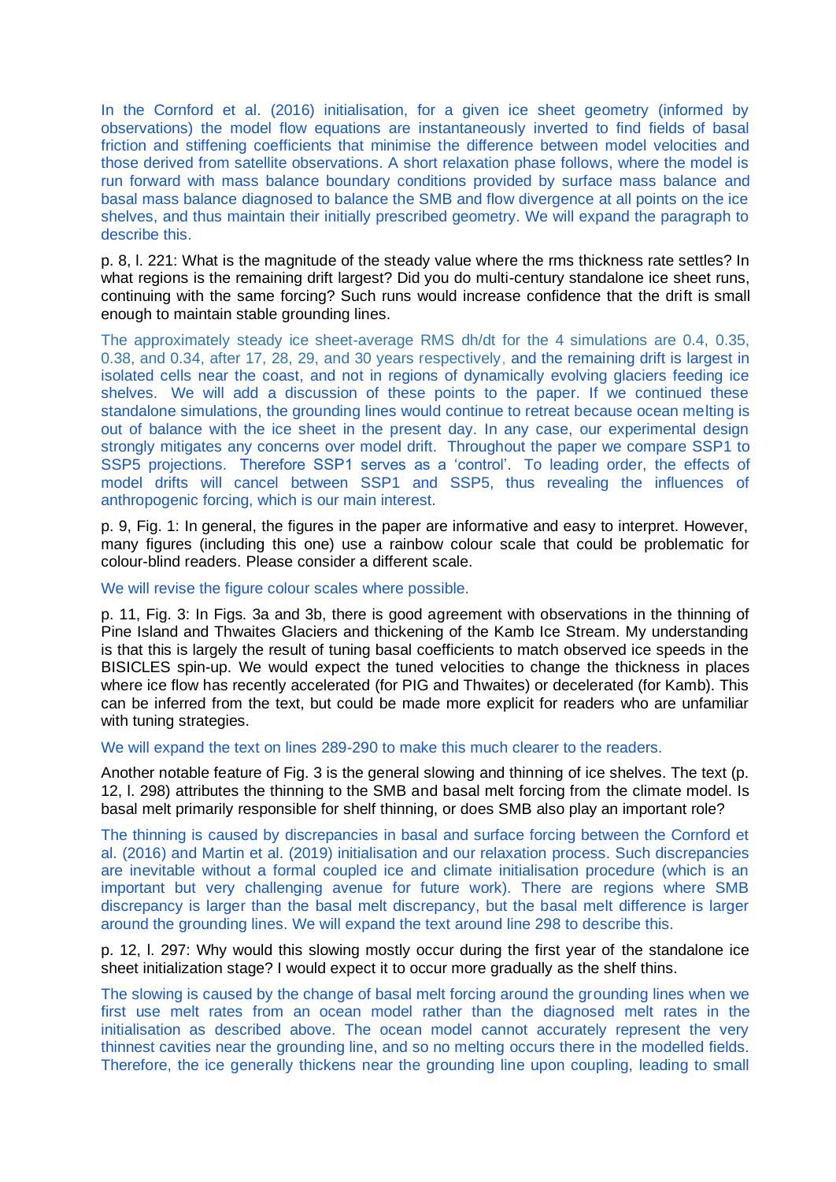In the Cornford et al. (2016) initialisation, for a given ice sheet geometry (informed by observations) the model flow equations are instantaneously inverted to find fields of basal friction and stiffening coefficients that minimise the difference between model velocities and those derived from satellite observations. A short relaxation phase follows, where the model is run forward with mass balance boundary conditions provided by surface mass balance and basal mass balance diagnosed to balance the SMB and flow divergence at all points on the ice shelves, and thus maintain their initially prescribed geometry. We will expand the paragraph to describe this.

p. 8, l. 221: What is the magnitude of the steady value where the rms thickness rate settles? In what regions is the remaining drift largest? Did you do multi-century standalone ice sheet runs, continuing with the same forcing? Such runs would increase confidence that the drift is small enough to maintain stable grounding lines.

The approximately steady ice sheet-average RMS dh/dt for the 4 simulations are 0.4, 0.35, 0.38, and 0.34, after 17, 28, 29, and 30 years respectively, and the remaining drift is largest in isolated cells near the coast, and not in regions of dynamically evolving glaciers feeding ice shelves. We will add a discussion of these points to the paper. If we continued these standalone simulations, the grounding lines would continue to retreat because ocean melting is out of balance with the ice sheet in the present day. In any case, our experimental design strongly mitigates any concerns over model drift. Throughout the paper we compare SSP1 to SSP5 projections. Therefore SSP1 serves as a 'control'. To leading order, the effects of model drifts will cancel between SSP1 and SSP5, thus revealing the influences of anthropogenic forcing, which is our main interest.

p. 9, Fig. 1: In general, the figures in the paper are informative and easy to interpret. However, many figures (including this one) use a rainbow colour scale that could be problematic for colour-blind readers. Please consider a different scale.

We will revise the figure colour scales where possible.

p. 11, Fig. 3: In Figs. 3a and 3b, there is good agreement with observations in the thinning of Pine Island and Thwaites Glaciers and thickening of the Kamb Ice Stream. My understanding is that this is largely the result of tuning basal coefficients to match observed ice speeds in the BISICLES spin-up. We would expect the tuned velocities to change the thickness in places where ice flow has recently accelerated (for PIG and Thwaites) or decelerated (for Kamb). This can be inferred from the text, but could be made more explicit for readers who are unfamiliar with tuning strategies.

We will expand the text on lines 289-290 to make this much clearer to the readers.

Another notable feature of Fig. 3 is the general slowing and thinning of ice shelves. The text (p. 12, l. 298) attributes the thinning to the SMB and basal melt forcing from the climate model. Is basal melt primarily responsible for shelf thinning, or does SMB also play an important role?

The thinning is caused by discrepancies in basal and surface forcing between the Cornford et al. (2016) and Martin et al. (2019) initialisation and our relaxation process. Such discrepancies are inevitable without a formal coupled ice and climate initialisation procedure (which is an important but very challenging avenue for future work). There are regions where SMB discrepancy is larger than the basal melt discrepancy, but the basal melt difference is larger around the grounding lines. We will expand the text around line 298 to describe this.

p. 12, l. 297: Why would this slowing mostly occur during the first year of the standalone ice sheet initialization stage? I would expect it to occur more gradually as the shelf thins.

The slowing is caused by the change of basal melt forcing around the grounding lines when we first use melt rates from an ocean model rather than the diagnosed melt rates in the initialisation as described above. The ocean model cannot accurately represent the very thinnest cavities near the grounding line, and so no melting occurs there in the modelled fields. Therefore, the ice generally thickens near the grounding line upon coupling, leading to small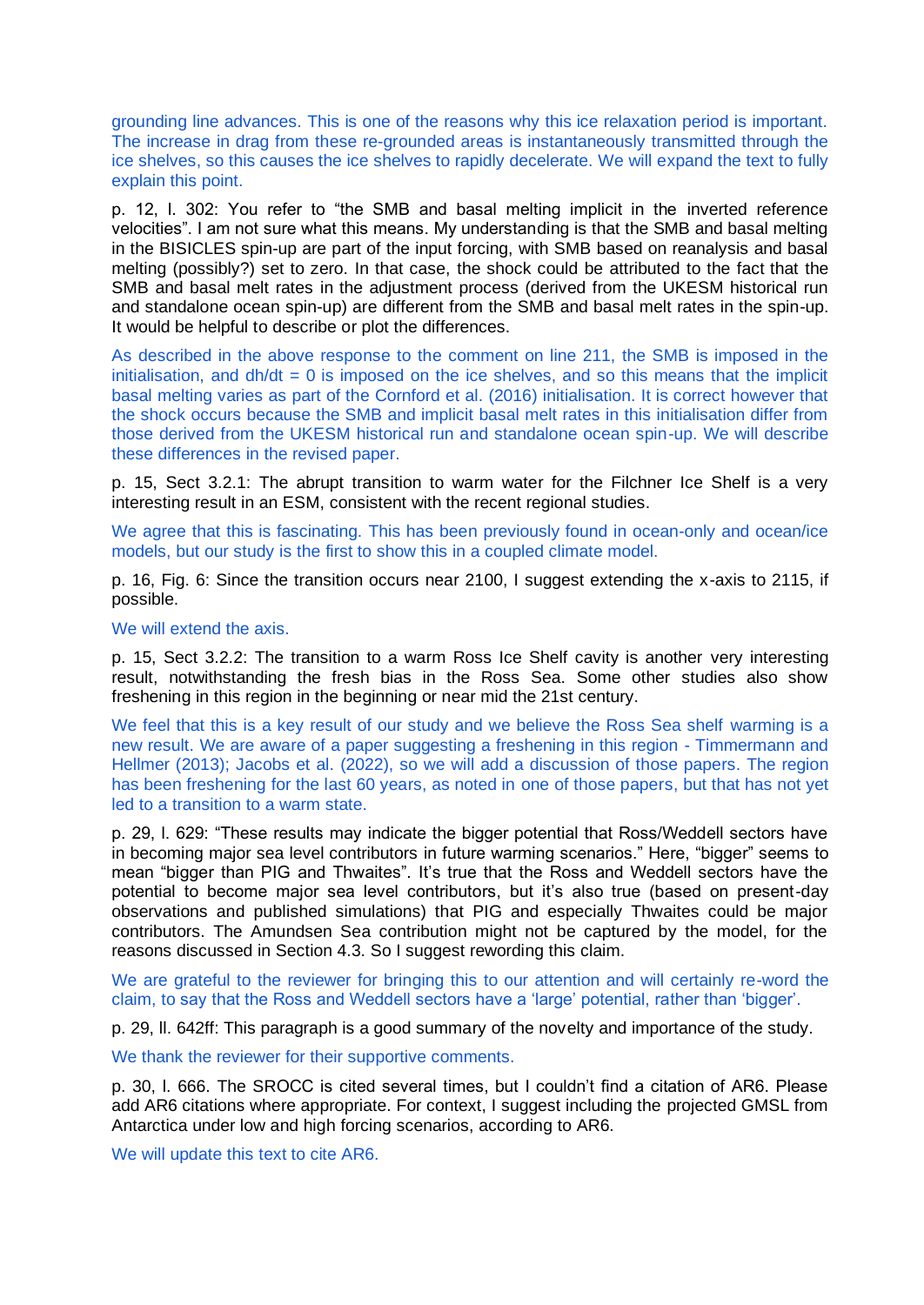grounding line advances. This is one of the reasons why this ice relaxation period is important. The increase in drag from these re-grounded areas is instantaneously transmitted through the ice shelves, so this causes the ice shelves to rapidly decelerate. We will expand the text to fully explain this point.

p. 12, l. 302: You refer to "the SMB and basal melting implicit in the inverted reference velocities". I am not sure what this means. My understanding is that the SMB and basal melting in the BISICLES spin-up are part of the input forcing, with SMB based on reanalysis and basal melting (possibly?) set to zero. In that case, the shock could be attributed to the fact that the SMB and basal melt rates in the adjustment process (derived from the UKESM historical run and standalone ocean spin-up) are different from the SMB and basal melt rates in the spin-up. It would be helpful to describe or plot the differences.

As described in the above response to the comment on line 211, the SMB is imposed in the initialisation, and dh/dt = 0 is imposed on the ice shelves, and so this means that the implicit basal melting varies as part of the Cornford et al. (2016) initialisation. It is correct however that the shock occurs because the SMB and implicit basal melt rates in this initialisation differ from those derived from the UKESM historical run and standalone ocean spin-up. We will describe these differences in the revised paper.

p. 15, Sect 3.2.1: The abrupt transition to warm water for the Filchner Ice Shelf is a very interesting result in an ESM, consistent with the recent regional studies.

We agree that this is fascinating. This has been previously found in ocean-only and ocean/ice models, but our study is the first to show this in a coupled climate model.

p. 16, Fig. 6: Since the transition occurs near 2100, I suggest extending the x-axis to 2115, if possible.

We will extend the axis.

p. 15, Sect 3.2.2: The transition to a warm Ross Ice Shelf cavity is another very interesting result, notwithstanding the fresh bias in the Ross Sea. Some other studies also show freshening in this region in the beginning or near mid the 21st century.

We feel that this is a key result of our study and we believe the Ross Sea shelf warming is a new result. We are aware of a paper suggesting a freshening in this region - Timmermann and Hellmer (2013); Jacobs et al. (2022), so we will add a discussion of those papers. The region has been freshening for the last 60 years, as noted in one of those papers, but that has not yet led to a transition to a warm state.

p. 29, l. 629: "These results may indicate the bigger potential that Ross/Weddell sectors have in becoming major sea level contributors in future warming scenarios." Here, "bigger" seems to mean "bigger than PIG and Thwaites". It's true that the Ross and Weddell sectors have the potential to become major sea level contributors, but it's also true (based on present-day observations and published simulations) that PIG and especially Thwaites could be major contributors. The Amundsen Sea contribution might not be captured by the model, for the reasons discussed in Section 4.3. So I suggest rewording this claim.

We are grateful to the reviewer for bringing this to our attention and will certainly re-word the claim, to say that the Ross and Weddell sectors have a 'large' potential, rather than 'bigger'.

p. 29, ll. 642ff: This paragraph is a good summary of the novelty and importance of the study.

We thank the reviewer for their supportive comments.

p. 30, l. 666. The SROCC is cited several times, but I couldn't find a citation of AR6. Please add AR6 citations where appropriate. For context, I suggest including the projected GMSL from Antarctica under low and high forcing scenarios, according to AR6.

We will update this text to cite AR6.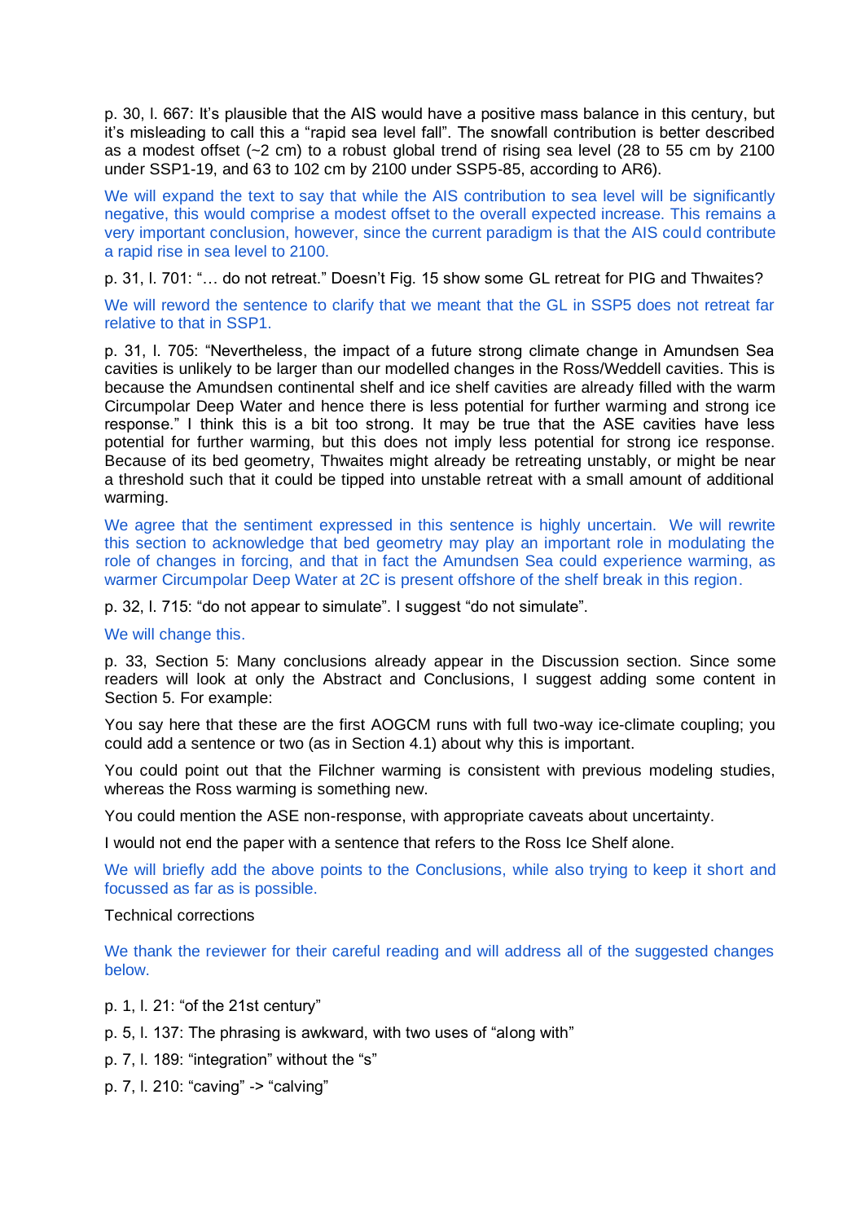p. 30, l. 667: It's plausible that the AIS would have a positive mass balance in this century, but it's misleading to call this a "rapid sea level fall". The snowfall contribution is better described as a modest offset (~2 cm) to a robust global trend of rising sea level (28 to 55 cm by 2100 under SSP1-19, and 63 to 102 cm by 2100 under SSP5-85, according to AR6).

We will expand the text to say that while the AIS contribution to sea level will be significantly negative, this would comprise a modest offset to the overall expected increase. This remains a very important conclusion, however, since the current paradigm is that the AIS could contribute a rapid rise in sea level to 2100.

p. 31, l. 701: "… do not retreat." Doesn't Fig. 15 show some GL retreat for PIG and Thwaites?

We will reword the sentence to clarify that we meant that the GL in SSP5 does not retreat far relative to that in SSP1.

p. 31, l. 705: "Nevertheless, the impact of a future strong climate change in Amundsen Sea cavities is unlikely to be larger than our modelled changes in the Ross/Weddell cavities. This is because the Amundsen continental shelf and ice shelf cavities are already filled with the warm Circumpolar Deep Water and hence there is less potential for further warming and strong ice response." I think this is a bit too strong. It may be true that the ASE cavities have less potential for further warming, but this does not imply less potential for strong ice response. Because of its bed geometry, Thwaites might already be retreating unstably, or might be near a threshold such that it could be tipped into unstable retreat with a small amount of additional warming.

We agree that the sentiment expressed in this sentence is highly uncertain. We will rewrite this section to acknowledge that bed geometry may play an important role in modulating the role of changes in forcing, and that in fact the Amundsen Sea could experience warming, as warmer Circumpolar Deep Water at 2C is present offshore of the shelf break in this region.

p. 32, l. 715: "do not appear to simulate". I suggest "do not simulate".

We will change this.

p. 33, Section 5: Many conclusions already appear in the Discussion section. Since some readers will look at only the Abstract and Conclusions, I suggest adding some content in Section 5. For example:

You say here that these are the first AOGCM runs with full two-way ice-climate coupling; you could add a sentence or two (as in Section 4.1) about why this is important.

You could point out that the Filchner warming is consistent with previous modeling studies, whereas the Ross warming is something new.

You could mention the ASE non-response, with appropriate caveats about uncertainty.

I would not end the paper with a sentence that refers to the Ross Ice Shelf alone.

We will briefly add the above points to the Conclusions, while also trying to keep it short and focussed as far as is possible.

Technical corrections

We thank the reviewer for their careful reading and will address all of the suggested changes below.

p. 1, l. 21: "of the 21st century"

p. 5, l. 137: The phrasing is awkward, with two uses of "along with"

p. 7, l. 189: "integration" without the "s"

p. 7, l. 210: "caving" -> "calving"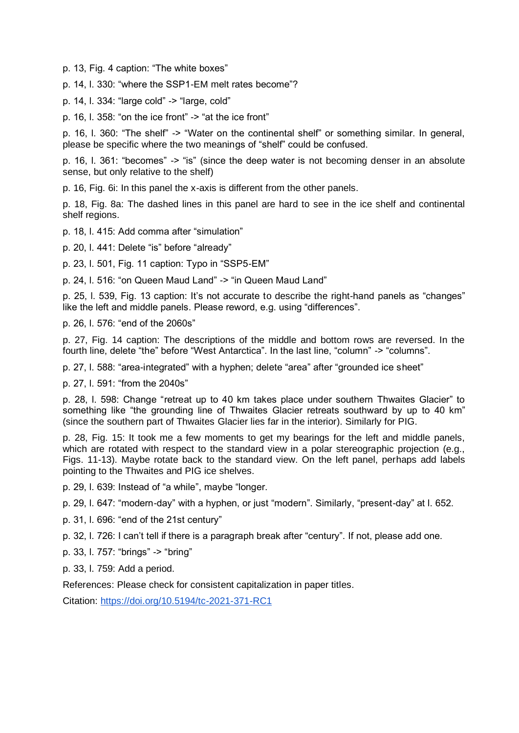p. 13, Fig. 4 caption: “The white boxes”

p. 14, l. 330: “where the SSP1-EM melt rates become”?

p. 14, l. 334: “large cold” -> “large, cold”

p. 16, l. 358: “on the ice front” -> “at the ice front”

p. 16, l. 360: “The shelf” -> “Water on the continental shelf” or something similar. In general, please be specific where the two meanings of “shelf” could be confused.

p. 16, l. 361: “becomes” -> “is” (since the deep water is not becoming denser in an absolute sense, but only relative to the shelf)

p. 16, Fig. 6i: In this panel the x-axis is different from the other panels.

p. 18, Fig. 8a: The dashed lines in this panel are hard to see in the ice shelf and continental shelf regions.

p. 18, l. 415: Add comma after “simulation”

p. 20, l. 441: Delete “is” before “already”

p. 23, l. 501, Fig. 11 caption: Typo in “SSP5-EM”

p. 24, l. 516: “on Queen Maud Land” -> “in Queen Maud Land”

p. 25, l. 539, Fig. 13 caption: It’s not accurate to describe the right-hand panels as “changes” like the left and middle panels. Please reword, e.g. using “differences”.

p. 26, l. 576: “end of the 2060s”

p. 27, Fig. 14 caption: The descriptions of the middle and bottom rows are reversed. In the fourth line, delete “the” before “West Antarctica”. In the last line, “column” -> “columns”.

p. 27, l. 588: “area-integrated” with a hyphen; delete “area” after “grounded ice sheet”

p. 27, l. 591: “from the 2040s”

p. 28, l. 598: Change “retreat up to 40 km takes place under southern Thwaites Glacier” to something like “the grounding line of Thwaites Glacier retreats southward by up to 40 km” (since the southern part of Thwaites Glacier lies far in the interior). Similarly for PIG.

p. 28, Fig. 15: It took me a few moments to get my bearings for the left and middle panels, which are rotated with respect to the standard view in a polar stereographic projection (e.g., Figs. 11-13). Maybe rotate back to the standard view. On the left panel, perhaps add labels pointing to the Thwaites and PIG ice shelves.

p. 29, l. 639: Instead of “a while”, maybe “longer.

p. 29, l. 647: “modern-day” with a hyphen, or just “modern”. Similarly, “present-day” at l. 652.

p. 31, l. 696: “end of the 21st century”

p. 32, l. 726: I can’t tell if there is a paragraph break after “century”. If not, please add one.

p. 33, l. 757: “brings” -> “bring”

p. 33, l. 759: Add a period.

References: Please check for consistent capitalization in paper titles.

Citation: https://doi.org/10.5194/tc-2021-371-RC1